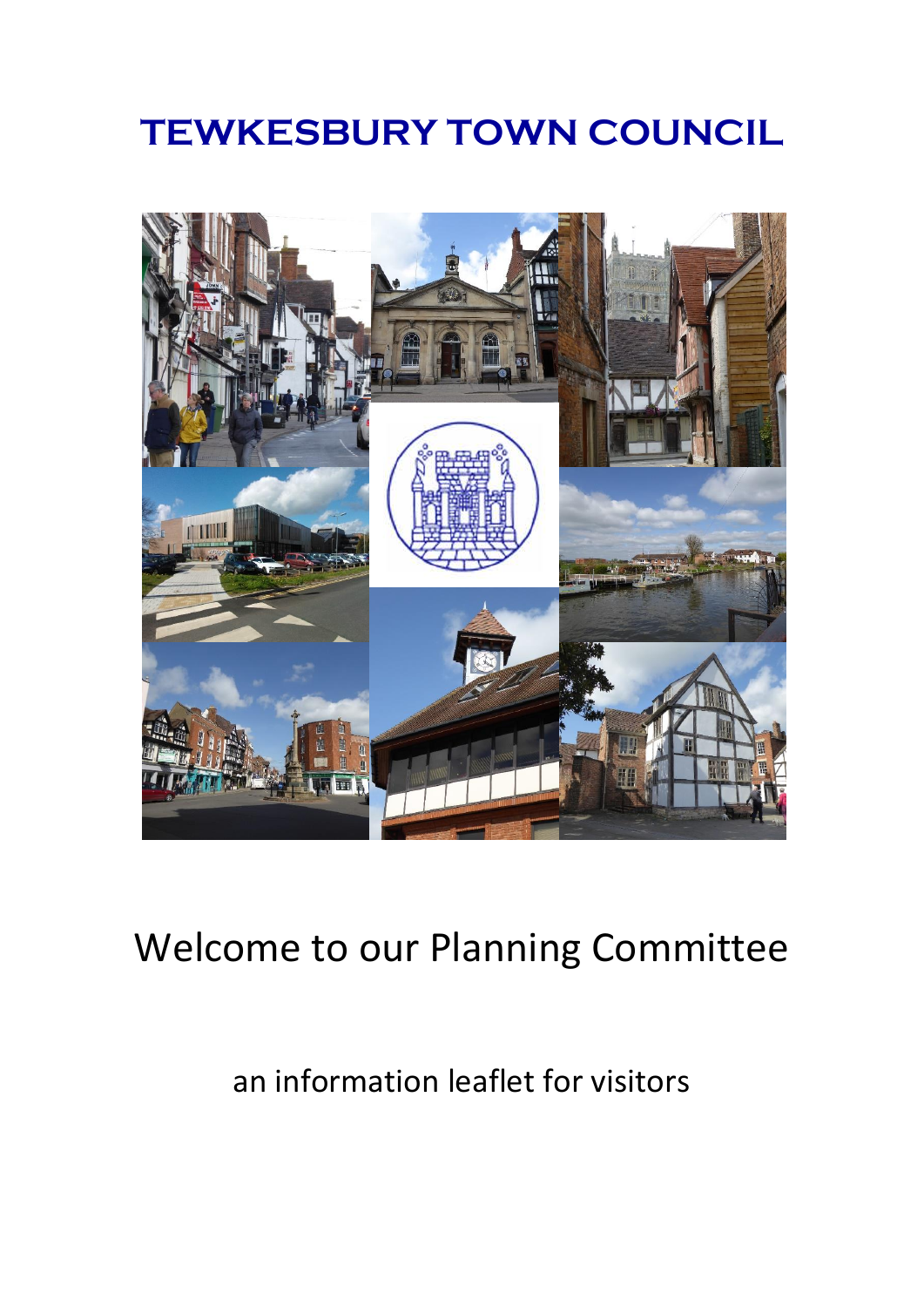# TEWKESBURY TOWN COUNCIL

## Welcome to our Planning Committee

an information leaflet for visitors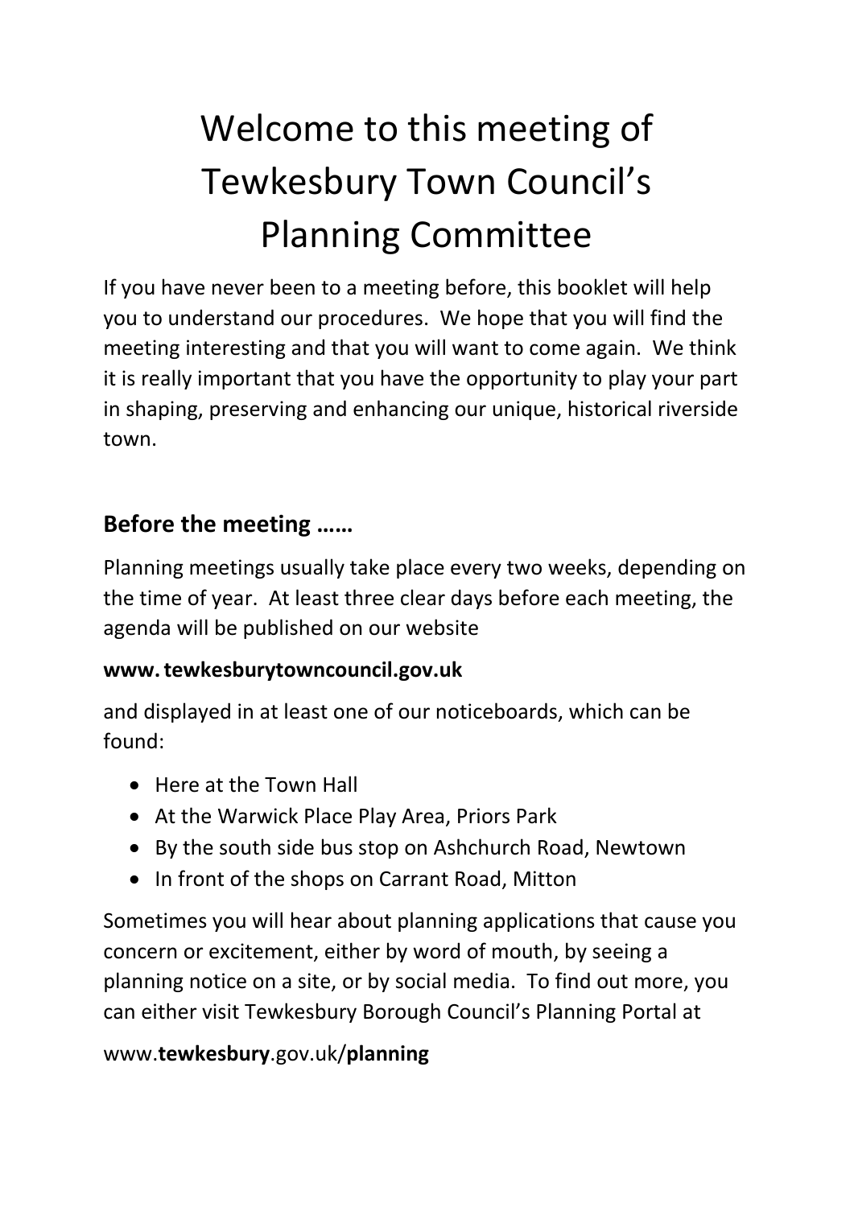# Welcome to this meeting of Tewkesbury Town Council's Planning Committee

If you have never been to a meeting before, this booklet will help you to understand our procedures. We hope that you will find the meeting interesting and that you will want to come again. We think it is really important that you have the opportunity to play your part in shaping, preserving and enhancing our unique, historical riverside town.

## Before the meeting ……

Planning meetings usually take place every two weeks, depending on the time of year. At least three clear days before each meeting, the agenda will be published on our website

**www. tewkesburytowncouncil.gov.uk**

and displayed in at least one of our noticeboards, which can be found:

- Here at the Town Hall
- At the Warwick Place Play Area, Priors Park
- By the south side bus stop on Ashchurch Road, Newtown
- In front of the shops on Carrant Road, Mitton

Sometimes you will hear about planning applications that cause you concern or excitement, either by word of mouth, by seeing a planning notice on a site, or by social media. To find out more, you can either visit Tewkesbury Borough Council's Planning Portal at

www.**tewkesbury**.gov.uk/**planning**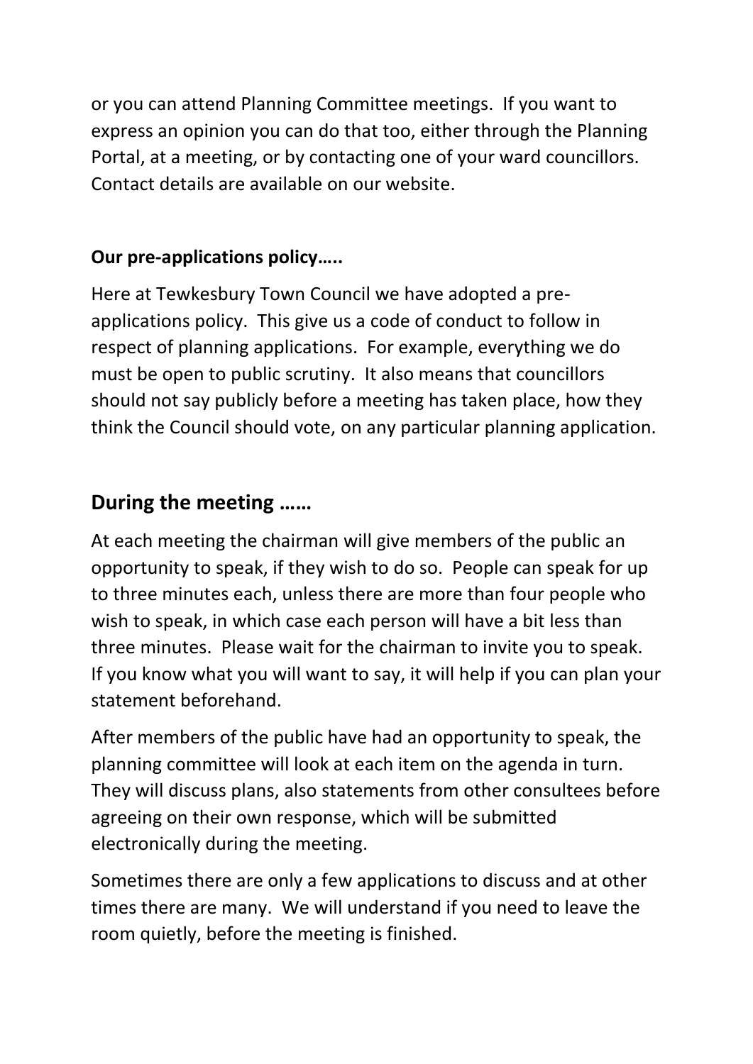or you can attend Planning Committee meetings. If you want to express an opinion you can do that too, either through the Planning Portal, at a meeting, or by contacting one of your ward councillors. Contact details are available on our website.

**Our pre-applications policy…..**

Here at Tewkesbury Town Council we have adopted a pre-applications policy. This give us a code of conduct to follow in respect of planning applications. For example, everything we do must be open to public scrutiny. It also means that councillors should not say publicly before a meeting has taken place, how they think the Council should vote, on any particular planning application.

## During the meeting ……

At each meeting the chairman will give members of the public an opportunity to speak, if they wish to do so. People can speak for up to three minutes each, unless there are more than four people who wish to speak, in which case each person will have a bit less than three minutes. Please wait for the chairman to invite you to speak. If you know what you will want to say, it will help if you can plan your statement beforehand.

After members of the public have had an opportunity to speak, the planning committee will look at each item on the agenda in turn. They will discuss plans, also statements from other consultees before agreeing on their own response, which will be submitted electronically during the meeting.

Sometimes there are only a few applications to discuss and at other times there are many. We will understand if you need to leave the room quietly, before the meeting is finished.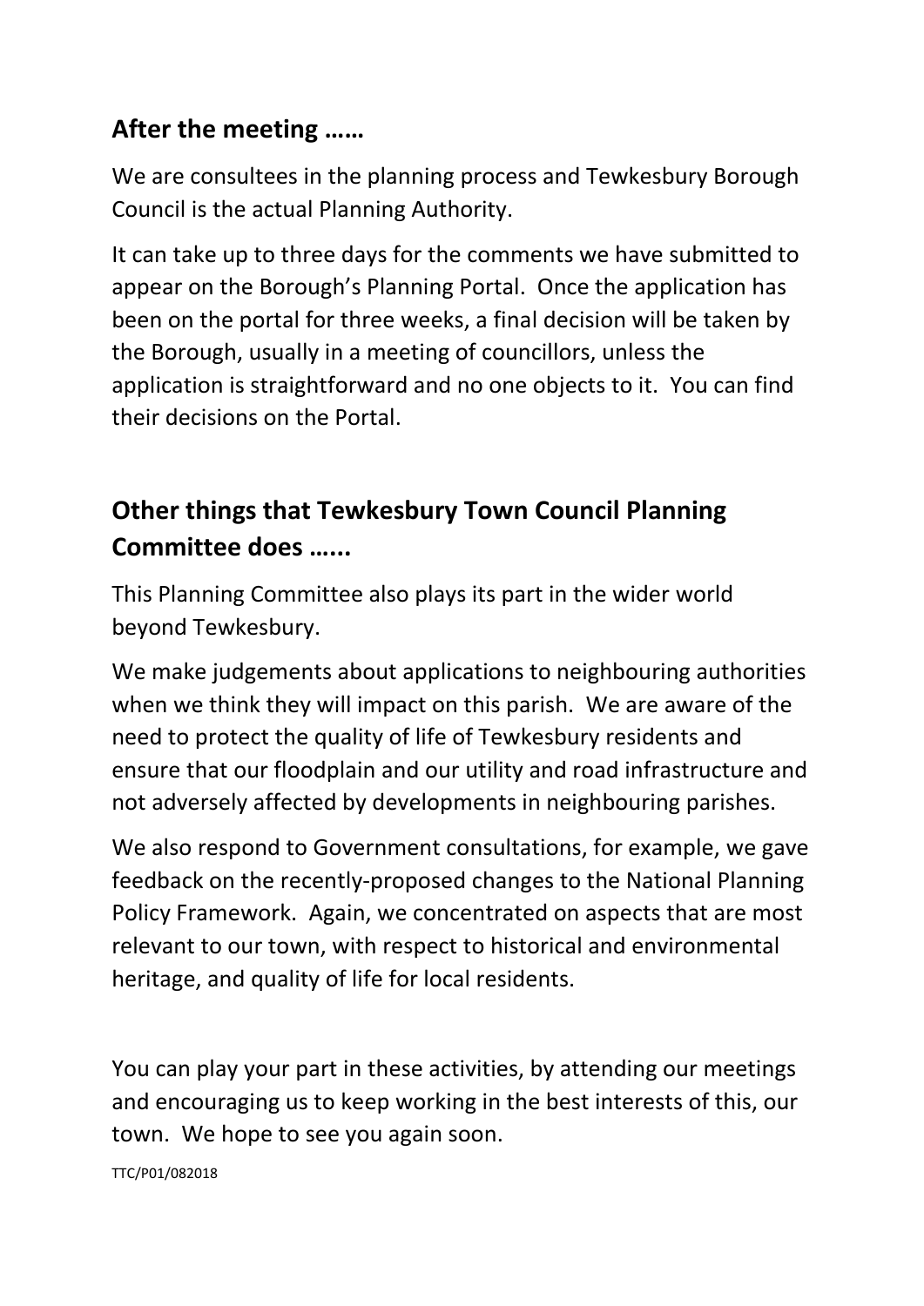## After the meeting ……

We are consultees in the planning process and Tewkesbury Borough Council is the actual Planning Authority.

It can take up to three days for the comments we have submitted to appear on the Borough's Planning Portal. Once the application has been on the portal for three weeks, a final decision will be taken by the Borough, usually in a meeting of councillors, unless the application is straightforward and no one objects to it. You can find their decisions on the Portal.

## Other things that Tewkesbury Town Council Planning Committee does …...

This Planning Committee also plays its part in the wider world beyond Tewkesbury.

We make judgements about applications to neighbouring authorities when we think they will impact on this parish. We are aware of the need to protect the quality of life of Tewkesbury residents and ensure that our floodplain and our utility and road infrastructure and not adversely affected by developments in neighbouring parishes.

We also respond to Government consultations, for example, we gave feedback on the recently-proposed changes to the National Planning Policy Framework. Again, we concentrated on aspects that are most relevant to our town, with respect to historical and environmental heritage, and quality of life for local residents.

You can play your part in these activities, by attending our meetings and encouraging us to keep working in the best interests of this, our town. We hope to see you again soon.

TTC/P01/082018